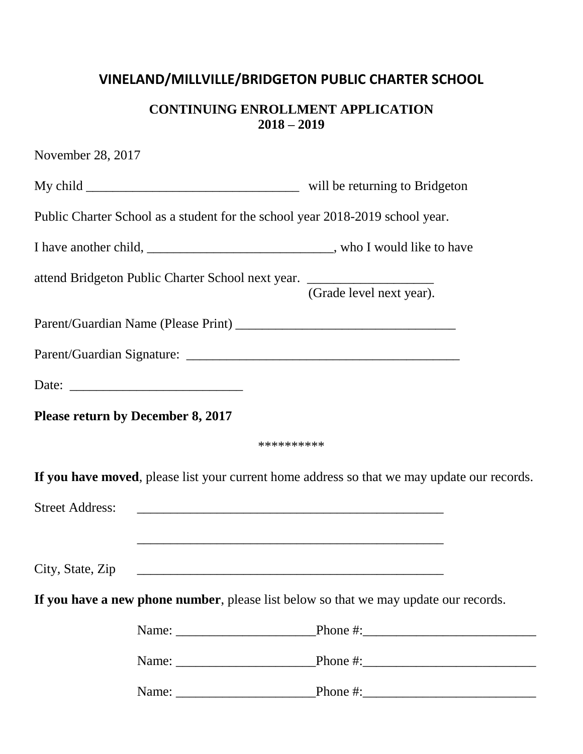# VINELAND/MILLVILLE/BRIDGETON PUBLIC CHARTER SCHOOL

## CONTINUING ENROLLMENT APPLICATION
## 2018 – 2019

November 28, 2017

My child ________________________________ will be returning to Bridgeton Public Charter School as a student for the school year 2018-2019 school year.

I have another child, ____________________________, who I would like to have attend Bridgeton Public Charter School next year. ___________________ (Grade level next year).

Parent/Guardian Name (Please Print) __________________________________

Parent/Guardian Signature: __________________________________________

Date: __________________________

**Please return by December 8, 2017**

**********

**If you have moved**, please list your current home address so that we may update our records.

Street Address: _______________________________________________

_______________________________________________

City, State, Zip _______________________________________________

**If you have a new phone number**, please list below so that we may update our records.

Name: _____________________Phone #:__________________________

Name: _____________________Phone #:__________________________

Name: _____________________Phone #:__________________________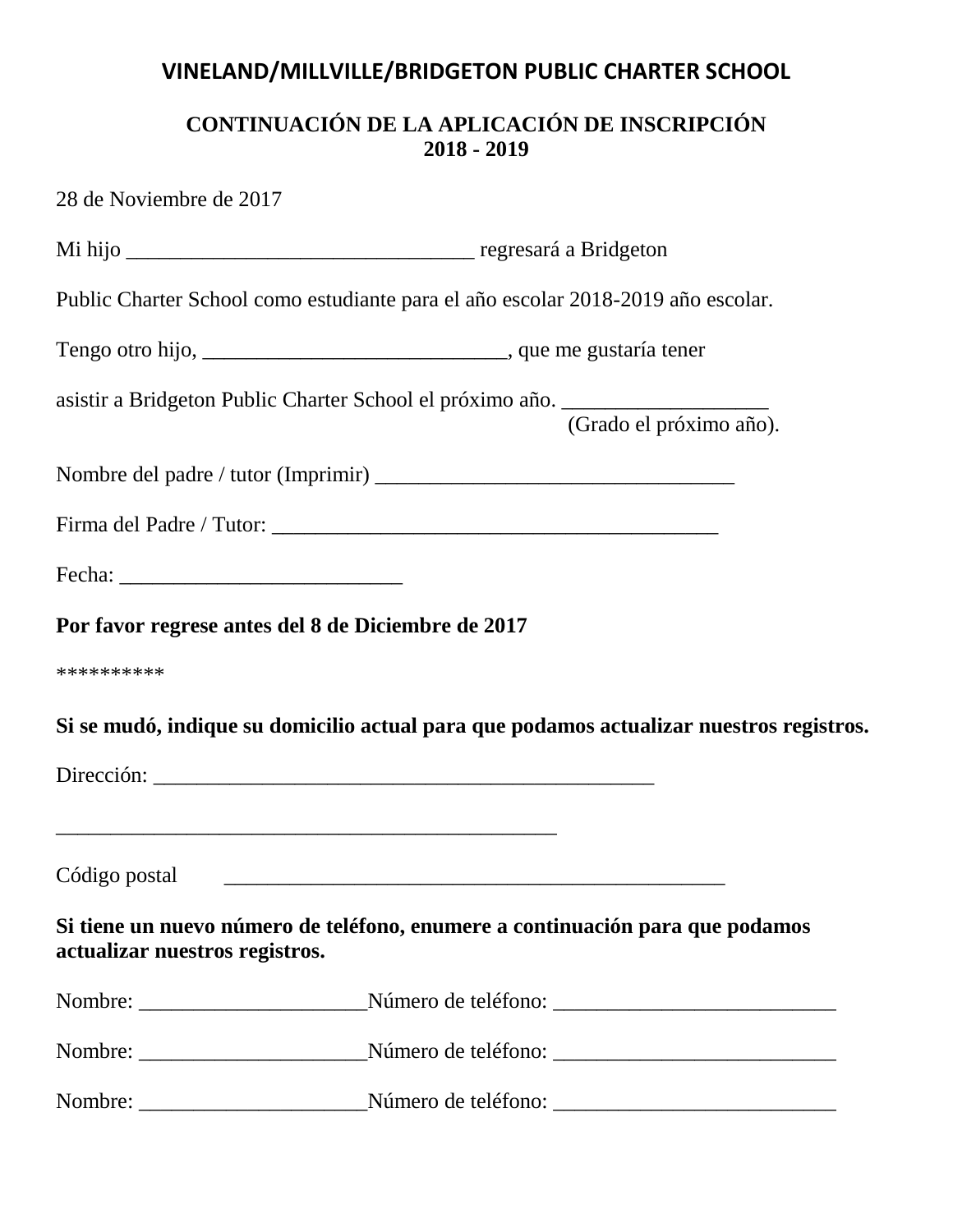## VINELAND/MILLVILLE/BRIDGETON PUBLIC CHARTER SCHOOL

### CONTINUACIÓN DE LA APLICACIÓN DE INSCRIPCIÓN 2018 - 2019

28 de Noviembre de 2017

Mi hijo ________________________________ regresará a Bridgeton

Public Charter School como estudiante para el año escolar 2018-2019 año escolar.

Tengo otro hijo, ____________________________, que me gustaría tener

asistir a Bridgeton Public Charter School el próximo año. ___________________ (Grado el próximo año).

Nombre del padre / tutor (Imprimir) _________________________________

Firma del Padre / Tutor: _________________________________________

Fecha: __________________________

**Por favor regrese antes del 8 de Diciembre de 2017**

**********

**Si se mudó, indique su domicilio actual para que podamos actualizar nuestros registros.**

Dirección: _______________________________________________

______________________________________________

Código postal _______________________________________________

**Si tiene un nuevo número de teléfono, enumere a continuación para que podamos actualizar nuestros registros.**

Nombre: _____________________Número de teléfono: __________________________

Nombre: _____________________Número de teléfono: __________________________

Nombre: _____________________Número de teléfono: __________________________